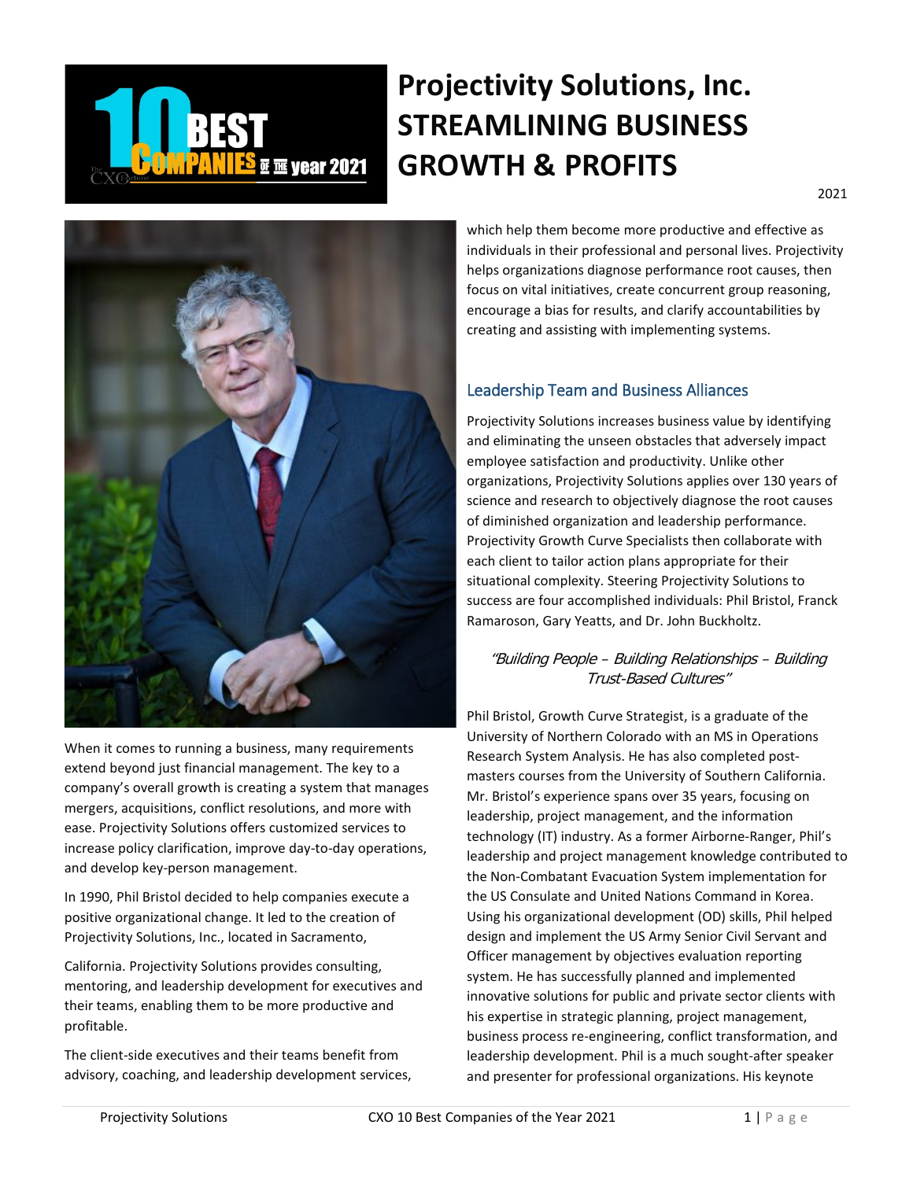# Projectivity Solutions, Inc. STREAMLINING BUSINESS GROWTH & PROFITS

2021

When it comes to running a business, many requirements extend beyond just financial management. The key to a company's overall growth is creating a system that manages mergers, acquisitions, conflict resolutions, and more with ease. Projectivity Solutions offers customized services to increase policy clarification, improve day-to-day operations, and develop key-person management.

In 1990, Phil Bristol decided to help companies execute a positive organizational change. It led to the creation of Projectivity Solutions, Inc., located in Sacramento,

California. Projectivity Solutions provides consulting, mentoring, and leadership development for executives and their teams, enabling them to be more productive and profitable.

The client-side executives and their teams benefit from advisory, coaching, and leadership development services, which help them become more productive and effective as individuals in their professional and personal lives. Projectivity helps organizations diagnose performance root causes, then focus on vital initiatives, create concurrent group reasoning, encourage a bias for results, and clarify accountabilities by creating and assisting with implementing systems.

## Leadership Team and Business Alliances

Projectivity Solutions increases business value by identifying and eliminating the unseen obstacles that adversely impact employee satisfaction and productivity. Unlike other organizations, Projectivity Solutions applies over 130 years of science and research to objectively diagnose the root causes of diminished organization and leadership performance. Projectivity Growth Curve Specialists then collaborate with each client to tailor action plans appropriate for their situational complexity. Steering Projectivity Solutions to success are four accomplished individuals: Phil Bristol, Franck Ramaroson, Gary Yeatts, and Dr. John Buckholtz.

> *"Building People – Building Relationships – Building Trust-Based Cultures"*

Phil Bristol, Growth Curve Strategist, is a graduate of the University of Northern Colorado with an MS in Operations Research System Analysis. He has also completed post-masters courses from the University of Southern California. Mr. Bristol's experience spans over 35 years, focusing on leadership, project management, and the information technology (IT) industry. As a former Airborne-Ranger, Phil's leadership and project management knowledge contributed to the Non-Combatant Evacuation System implementation for the US Consulate and United Nations Command in Korea. Using his organizational development (OD) skills, Phil helped design and implement the US Army Senior Civil Servant and Officer management by objectives evaluation reporting system. He has successfully planned and implemented innovative solutions for public and private sector clients with his expertise in strategic planning, project management, business process re-engineering, conflict transformation, and leadership development. Phil is a much sought-after speaker and presenter for professional organizations. His keynote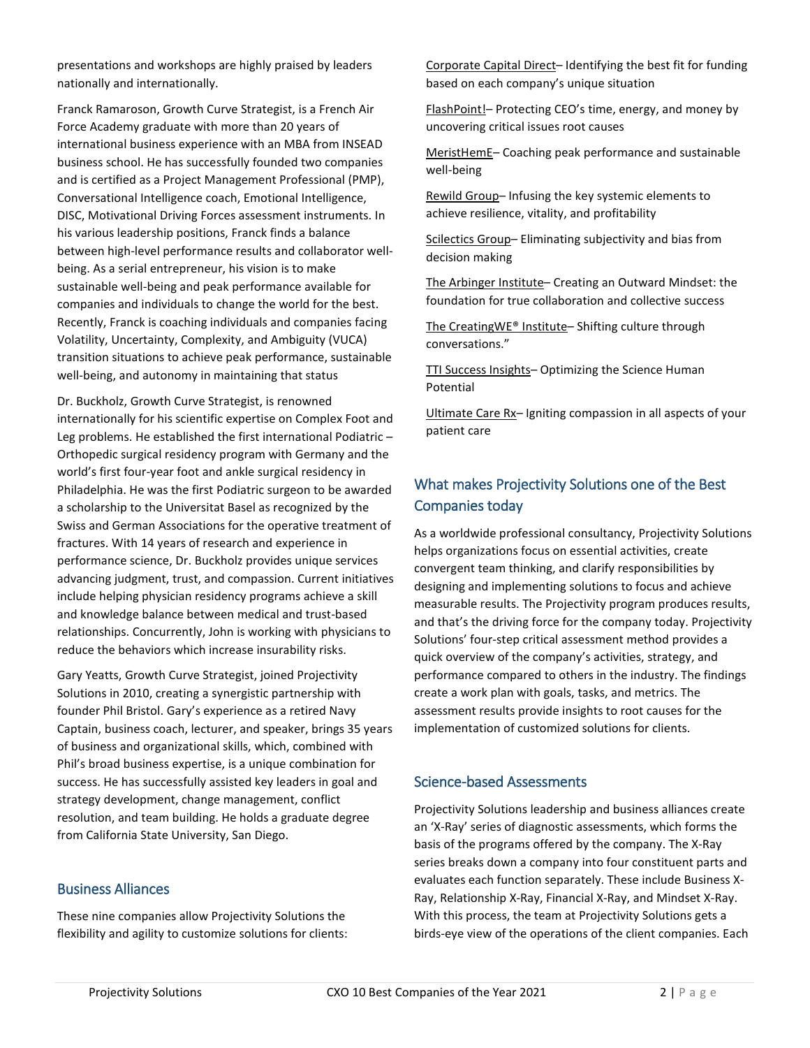presentations and workshops are highly praised by leaders nationally and internationally.

Franck Ramaroson, Growth Curve Strategist, is a French Air Force Academy graduate with more than 20 years of international business experience with an MBA from INSEAD business school. He has successfully founded two companies and is certified as a Project Management Professional (PMP), Conversational Intelligence coach, Emotional Intelligence, DISC, Motivational Driving Forces assessment instruments. In his various leadership positions, Franck finds a balance between high-level performance results and collaborator well-being. As a serial entrepreneur, his vision is to make sustainable well-being and peak performance available for companies and individuals to change the world for the best. Recently, Franck is coaching individuals and companies facing Volatility, Uncertainty, Complexity, and Ambiguity (VUCA) transition situations to achieve peak performance, sustainable well-being, and autonomy in maintaining that status

Dr. Buckholz, Growth Curve Strategist, is renowned internationally for his scientific expertise on Complex Foot and Leg problems. He established the first international Podiatric – Orthopedic surgical residency program with Germany and the world's first four-year foot and ankle surgical residency in Philadelphia. He was the first Podiatric surgeon to be awarded a scholarship to the Universitat Basel as recognized by the Swiss and German Associations for the operative treatment of fractures. With 14 years of research and experience in performance science, Dr. Buckholz provides unique services advancing judgment, trust, and compassion. Current initiatives include helping physician residency programs achieve a skill and knowledge balance between medical and trust-based relationships. Concurrently, John is working with physicians to reduce the behaviors which increase insurability risks.

Gary Yeatts, Growth Curve Strategist, joined Projectivity Solutions in 2010, creating a synergistic partnership with founder Phil Bristol. Gary's experience as a retired Navy Captain, business coach, lecturer, and speaker, brings 35 years of business and organizational skills, which, combined with Phil's broad business expertise, is a unique combination for success. He has successfully assisted key leaders in goal and strategy development, change management, conflict resolution, and team building. He holds a graduate degree from California State University, San Diego.

## Business Alliances

These nine companies allow Projectivity Solutions the flexibility and agility to customize solutions for clients:

Corporate Capital Direct– Identifying the best fit for funding based on each company's unique situation

FlashPoint!– Protecting CEO's time, energy, and money by uncovering critical issues root causes

MeristHemE– Coaching peak performance and sustainable well-being

Rewild Group– Infusing the key systemic elements to achieve resilience, vitality, and profitability

Scilectics Group– Eliminating subjectivity and bias from decision making

The Arbinger Institute– Creating an Outward Mindset: the foundation for true collaboration and collective success

The CreatingWE® Institute– Shifting culture through conversations."

TTI Success Insights– Optimizing the Science Human Potential

Ultimate Care Rx– Igniting compassion in all aspects of your patient care

## What makes Projectivity Solutions one of the Best Companies today

As a worldwide professional consultancy, Projectivity Solutions helps organizations focus on essential activities, create convergent team thinking, and clarify responsibilities by designing and implementing solutions to focus and achieve measurable results. The Projectivity program produces results, and that's the driving force for the company today. Projectivity Solutions' four-step critical assessment method provides a quick overview of the company's activities, strategy, and performance compared to others in the industry. The findings create a work plan with goals, tasks, and metrics. The assessment results provide insights to root causes for the implementation of customized solutions for clients.

## Science-based Assessments

Projectivity Solutions leadership and business alliances create an 'X-Ray' series of diagnostic assessments, which forms the basis of the programs offered by the company. The X-Ray series breaks down a company into four constituent parts and evaluates each function separately. These include Business X-Ray, Relationship X-Ray, Financial X-Ray, and Mindset X-Ray. With this process, the team at Projectivity Solutions gets a birds-eye view of the operations of the client companies. Each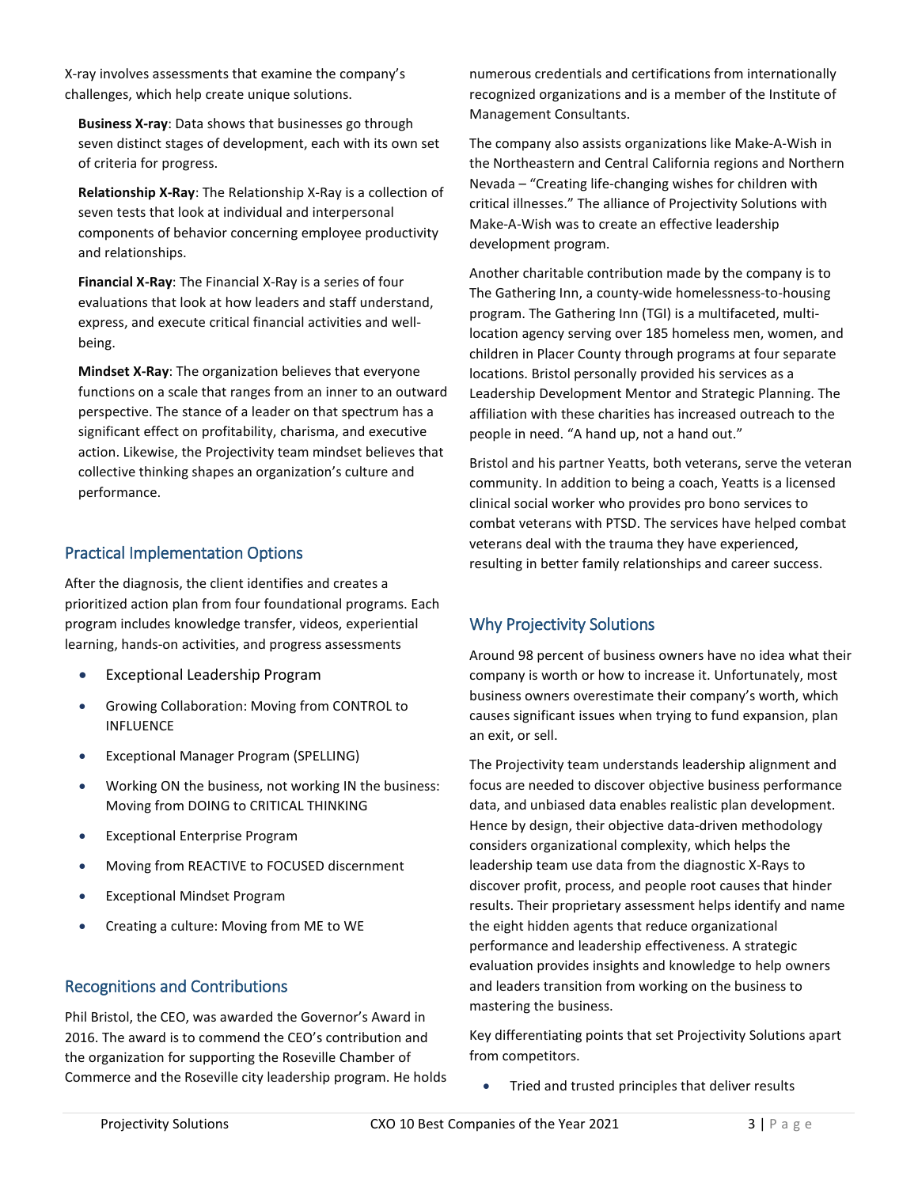X-ray involves assessments that examine the company's challenges, which help create unique solutions.

**Business X-ray**: Data shows that businesses go through seven distinct stages of development, each with its own set of criteria for progress.

**Relationship X-Ray**: The Relationship X-Ray is a collection of seven tests that look at individual and interpersonal components of behavior concerning employee productivity and relationships.

**Financial X-Ray**: The Financial X-Ray is a series of four evaluations that look at how leaders and staff understand, express, and execute critical financial activities and well-being.

**Mindset X-Ray**: The organization believes that everyone functions on a scale that ranges from an inner to an outward perspective. The stance of a leader on that spectrum has a significant effect on profitability, charisma, and executive action. Likewise, the Projectivity team mindset believes that collective thinking shapes an organization's culture and performance.

## Practical Implementation Options

After the diagnosis, the client identifies and creates a prioritized action plan from four foundational programs. Each program includes knowledge transfer, videos, experiential learning, hands-on activities, and progress assessments

- Exceptional Leadership Program
- Growing Collaboration: Moving from CONTROL to INFLUENCE
- Exceptional Manager Program (SPELLING)
- Working ON the business, not working IN the business: Moving from DOING to CRITICAL THINKING
- Exceptional Enterprise Program
- Moving from REACTIVE to FOCUSED discernment
- Exceptional Mindset Program
- Creating a culture: Moving from ME to WE

## Recognitions and Contributions

Phil Bristol, the CEO, was awarded the Governor's Award in 2016. The award is to commend the CEO's contribution and the organization for supporting the Roseville Chamber of Commerce and the Roseville city leadership program. He holds numerous credentials and certifications from internationally recognized organizations and is a member of the Institute of Management Consultants.

The company also assists organizations like Make-A-Wish in the Northeastern and Central California regions and Northern Nevada – "Creating life-changing wishes for children with critical illnesses." The alliance of Projectivity Solutions with Make-A-Wish was to create an effective leadership development program.

Another charitable contribution made by the company is to The Gathering Inn, a county-wide homelessness-to-housing program. The Gathering Inn (TGI) is a multifaceted, multi-location agency serving over 185 homeless men, women, and children in Placer County through programs at four separate locations. Bristol personally provided his services as a Leadership Development Mentor and Strategic Planning. The affiliation with these charities has increased outreach to the people in need. "A hand up, not a hand out."

Bristol and his partner Yeatts, both veterans, serve the veteran community. In addition to being a coach, Yeatts is a licensed clinical social worker who provides pro bono services to combat veterans with PTSD. The services have helped combat veterans deal with the trauma they have experienced, resulting in better family relationships and career success.

## Why Projectivity Solutions

Around 98 percent of business owners have no idea what their company is worth or how to increase it. Unfortunately, most business owners overestimate their company's worth, which causes significant issues when trying to fund expansion, plan an exit, or sell.

The Projectivity team understands leadership alignment and focus are needed to discover objective business performance data, and unbiased data enables realistic plan development. Hence by design, their objective data-driven methodology considers organizational complexity, which helps the leadership team use data from the diagnostic X-Rays to discover profit, process, and people root causes that hinder results. Their proprietary assessment helps identify and name the eight hidden agents that reduce organizational performance and leadership effectiveness. A strategic evaluation provides insights and knowledge to help owners and leaders transition from working on the business to mastering the business.

Key differentiating points that set Projectivity Solutions apart from competitors.

- Tried and trusted principles that deliver results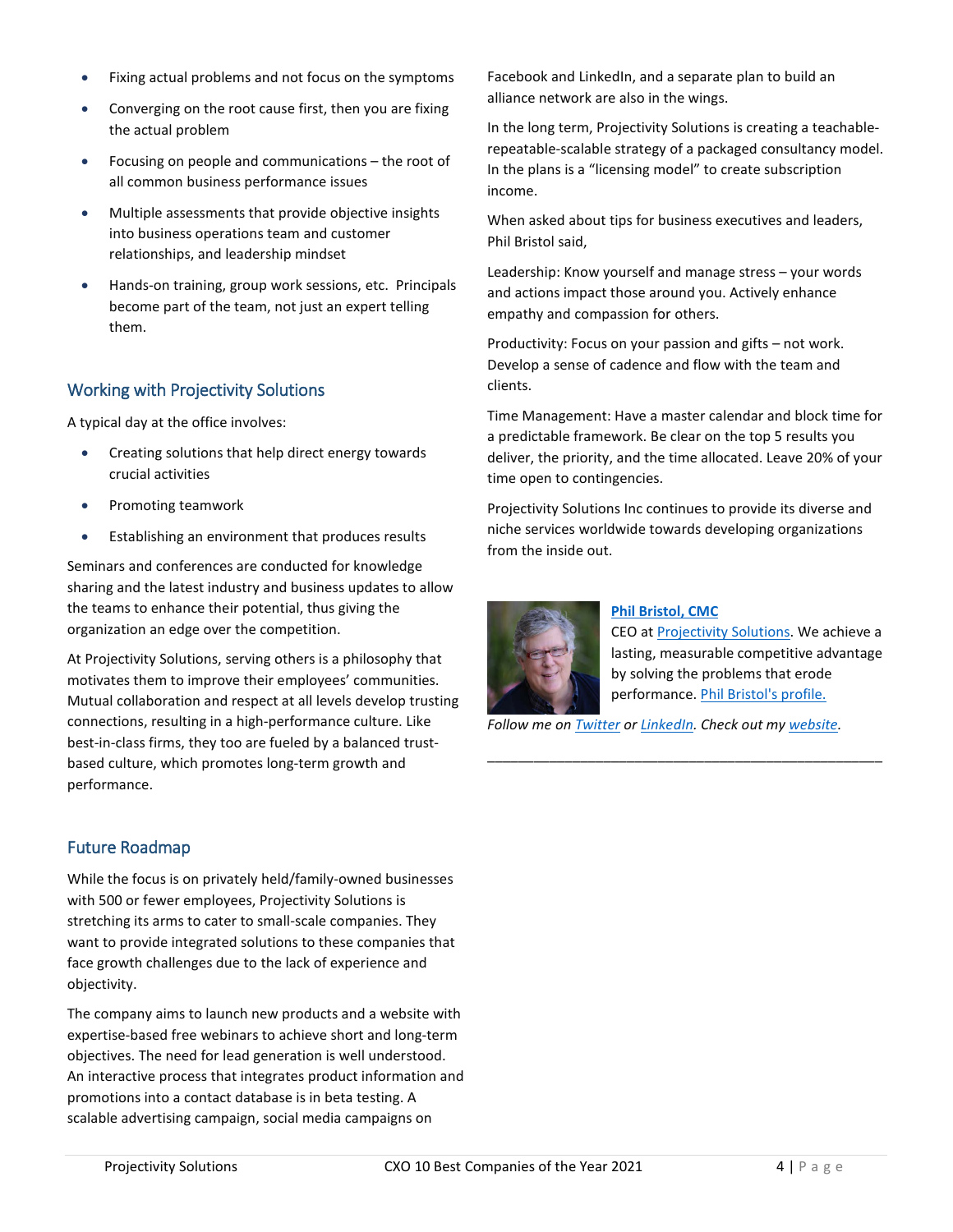- Fixing actual problems and not focus on the symptoms
- Converging on the root cause first, then you are fixing the actual problem
- Focusing on people and communications – the root of all common business performance issues
- Multiple assessments that provide objective insights into business operations team and customer relationships, and leadership mindset
- Hands-on training, group work sessions, etc. Principals become part of the team, not just an expert telling them.

## Working with Projectivity Solutions

A typical day at the office involves:

- Creating solutions that help direct energy towards crucial activities
- Promoting teamwork
- Establishing an environment that produces results

Seminars and conferences are conducted for knowledge sharing and the latest industry and business updates to allow the teams to enhance their potential, thus giving the organization an edge over the competition.

At Projectivity Solutions, serving others is a philosophy that motivates them to improve their employees' communities. Mutual collaboration and respect at all levels develop trusting connections, resulting in a high-performance culture. Like best-in-class firms, they too are fueled by a balanced trust-based culture, which promotes long-term growth and performance.

## Future Roadmap

While the focus is on privately held/family-owned businesses with 500 or fewer employees, Projectivity Solutions is stretching its arms to cater to small-scale companies. They want to provide integrated solutions to these companies that face growth challenges due to the lack of experience and objectivity.

The company aims to launch new products and a website with expertise-based free webinars to achieve short and long-term objectives. The need for lead generation is well understood. An interactive process that integrates product information and promotions into a contact database is in beta testing. A scalable advertising campaign, social media campaigns on Facebook and LinkedIn, and a separate plan to build an alliance network are also in the wings.

In the long term, Projectivity Solutions is creating a teachable-repeatable-scalable strategy of a packaged consultancy model. In the plans is a "licensing model" to create subscription income.

When asked about tips for business executives and leaders, Phil Bristol said,

Leadership: Know yourself and manage stress – your words and actions impact those around you. Actively enhance empathy and compassion for others.

Productivity: Focus on your passion and gifts – not work. Develop a sense of cadence and flow with the team and clients.

Time Management: Have a master calendar and block time for a predictable framework. Be clear on the top 5 results you deliver, the priority, and the time allocated. Leave 20% of your time open to contingencies.

Projectivity Solutions Inc continues to provide its diverse and niche services worldwide towards developing organizations from the inside out.

**Phil Bristol, CMC**

CEO at Projectivity Solutions. We achieve a lasting, measurable competitive advantage by solving the problems that erode performance. Phil Bristol's profile.

*Follow me on Twitter or LinkedIn. Check out my website.*

---